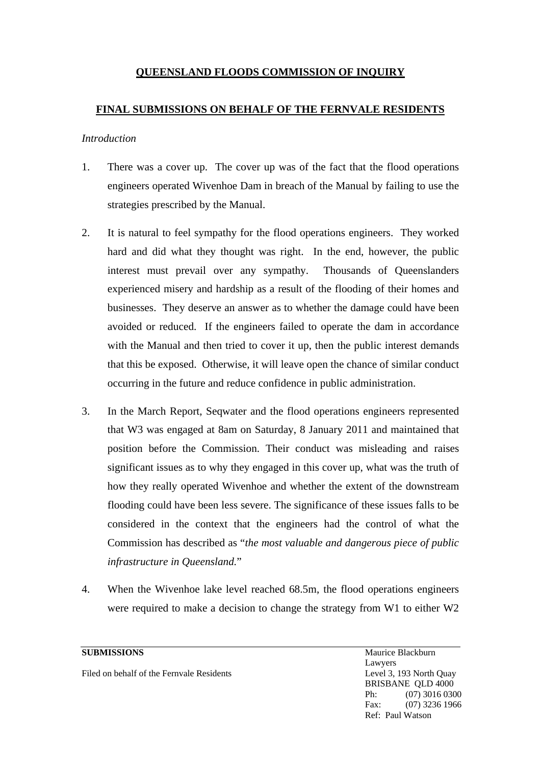**QUEENSLAND FLOODS COMMISSION OF INQUIRY**

**FINAL SUBMISSIONS ON BEHALF OF THE FERNVALE RESIDENTS**

*Introduction*

1. There was a cover up. The cover up was of the fact that the flood operations engineers operated Wivenhoe Dam in breach of the Manual by failing to use the strategies prescribed by the Manual.

2. It is natural to feel sympathy for the flood operations engineers. They worked hard and did what they thought was right. In the end, however, the public interest must prevail over any sympathy. Thousands of Queenslanders experienced misery and hardship as a result of the flooding of their homes and businesses. They deserve an answer as to whether the damage could have been avoided or reduced. If the engineers failed to operate the dam in accordance with the Manual and then tried to cover it up, then the public interest demands that this be exposed. Otherwise, it will leave open the chance of similar conduct occurring in the future and reduce confidence in public administration.

3. In the March Report, Seqwater and the flood operations engineers represented that W3 was engaged at 8am on Saturday, 8 January 2011 and maintained that position before the Commission. Their conduct was misleading and raises significant issues as to why they engaged in this cover up, what was the truth of how they really operated Wivenhoe and whether the extent of the downstream flooding could have been less severe. The significance of these issues falls to be considered in the context that the engineers had the control of what the Commission has described as "*the most valuable and dangerous piece of public infrastructure in Queensland.*"

4. When the Wivenhoe lake level reached 68.5m, the flood operations engineers were required to make a decision to change the strategy from W1 to either W2

**SUBMISSIONS**

Filed on behalf of the Fernvale Residents

Maurice Blackburn Lawyers
Level 3, 193 North Quay
BRISBANE QLD 4000
Ph: (07) 3016 0300
Fax: (07) 3236 1966
Ref: Paul Watson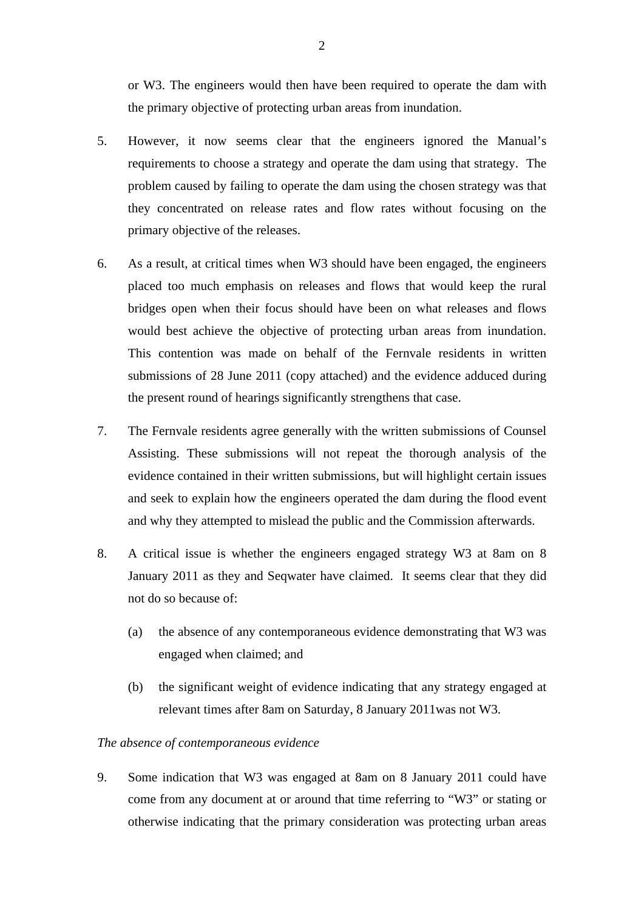or W3. The engineers would then have been required to operate the dam with the primary objective of protecting urban areas from inundation.

5. However, it now seems clear that the engineers ignored the Manual's requirements to choose a strategy and operate the dam using that strategy. The problem caused by failing to operate the dam using the chosen strategy was that they concentrated on release rates and flow rates without focusing on the primary objective of the releases.

6. As a result, at critical times when W3 should have been engaged, the engineers placed too much emphasis on releases and flows that would keep the rural bridges open when their focus should have been on what releases and flows would best achieve the objective of protecting urban areas from inundation. This contention was made on behalf of the Fernvale residents in written submissions of 28 June 2011 (copy attached) and the evidence adduced during the present round of hearings significantly strengthens that case.

7. The Fernvale residents agree generally with the written submissions of Counsel Assisting. These submissions will not repeat the thorough analysis of the evidence contained in their written submissions, but will highlight certain issues and seek to explain how the engineers operated the dam during the flood event and why they attempted to mislead the public and the Commission afterwards.

8. A critical issue is whether the engineers engaged strategy W3 at 8am on 8 January 2011 as they and Seqwater have claimed. It seems clear that they did not do so because of:

   (a) the absence of any contemporaneous evidence demonstrating that W3 was engaged when claimed; and

   (b) the significant weight of evidence indicating that any strategy engaged at relevant times after 8am on Saturday, 8 January 2011was not W3.

*The absence of contemporaneous evidence*

9. Some indication that W3 was engaged at 8am on 8 January 2011 could have come from any document at or around that time referring to "W3" or stating or otherwise indicating that the primary consideration was protecting urban areas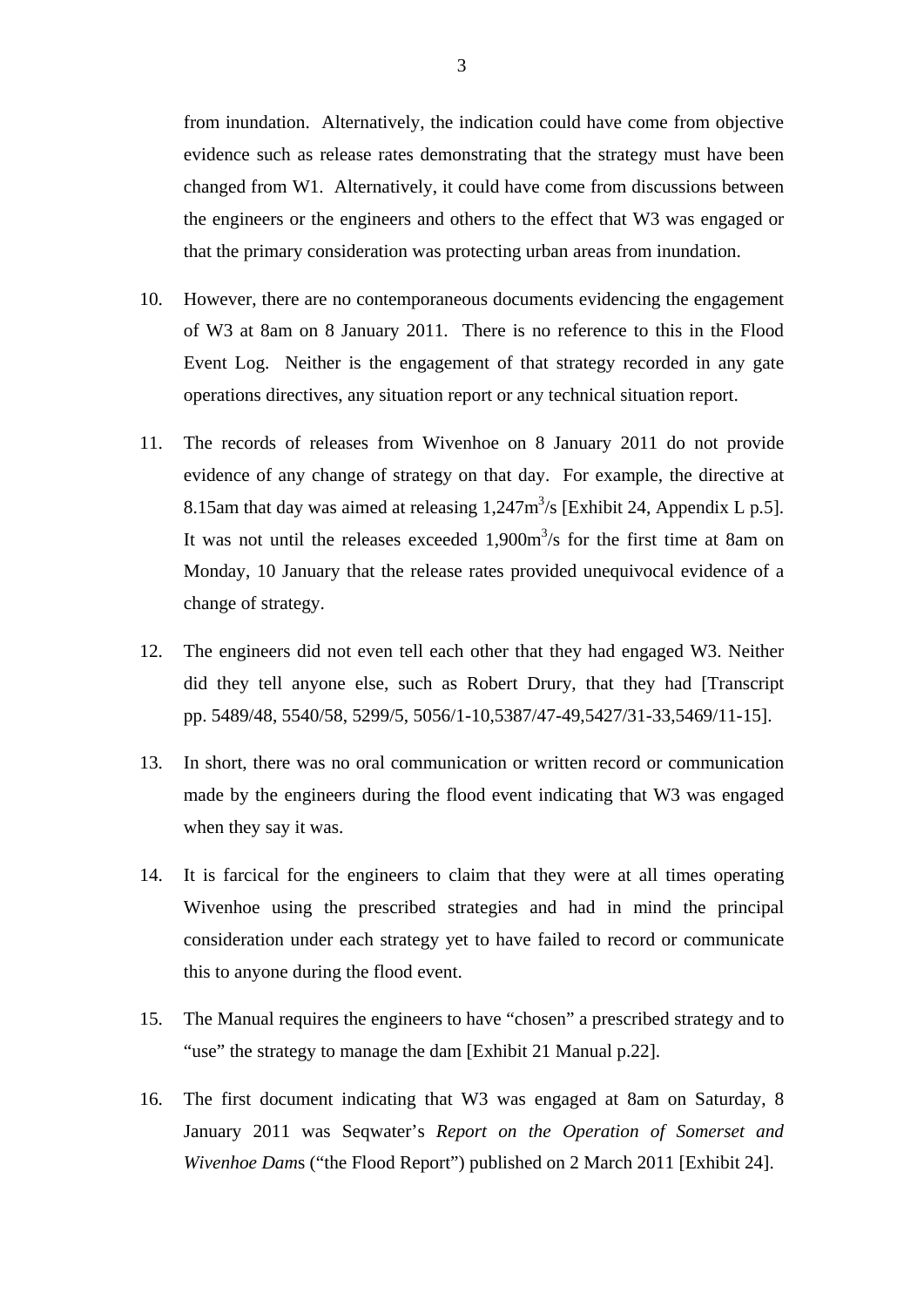from inundation. Alternatively, the indication could have come from objective evidence such as release rates demonstrating that the strategy must have been changed from W1. Alternatively, it could have come from discussions between the engineers or the engineers and others to the effect that W3 was engaged or that the primary consideration was protecting urban areas from inundation.

10. However, there are no contemporaneous documents evidencing the engagement of W3 at 8am on 8 January 2011. There is no reference to this in the Flood Event Log. Neither is the engagement of that strategy recorded in any gate operations directives, any situation report or any technical situation report.

11. The records of releases from Wivenhoe on 8 January 2011 do not provide evidence of any change of strategy on that day. For example, the directive at 8.15am that day was aimed at releasing 1,247$m^3$/s [Exhibit 24, Appendix L p.5]. It was not until the releases exceeded 1,900$m^3$/s for the first time at 8am on Monday, 10 January that the release rates provided unequivocal evidence of a change of strategy.

12. The engineers did not even tell each other that they had engaged W3. Neither did they tell anyone else, such as Robert Drury, that they had [Transcript pp. 5489/48, 5540/58, 5299/5, 5056/1-10,5387/47-49,5427/31-33,5469/11-15].

13. In short, there was no oral communication or written record or communication made by the engineers during the flood event indicating that W3 was engaged when they say it was.

14. It is farcical for the engineers to claim that they were at all times operating Wivenhoe using the prescribed strategies and had in mind the principal consideration under each strategy yet to have failed to record or communicate this to anyone during the flood event.

15. The Manual requires the engineers to have "chosen" a prescribed strategy and to "use" the strategy to manage the dam [Exhibit 21 Manual p.22].

16. The first document indicating that W3 was engaged at 8am on Saturday, 8 January 2011 was Seqwater's *Report on the Operation of Somerset and Wivenhoe Dam*s ("the Flood Report") published on 2 March 2011 [Exhibit 24].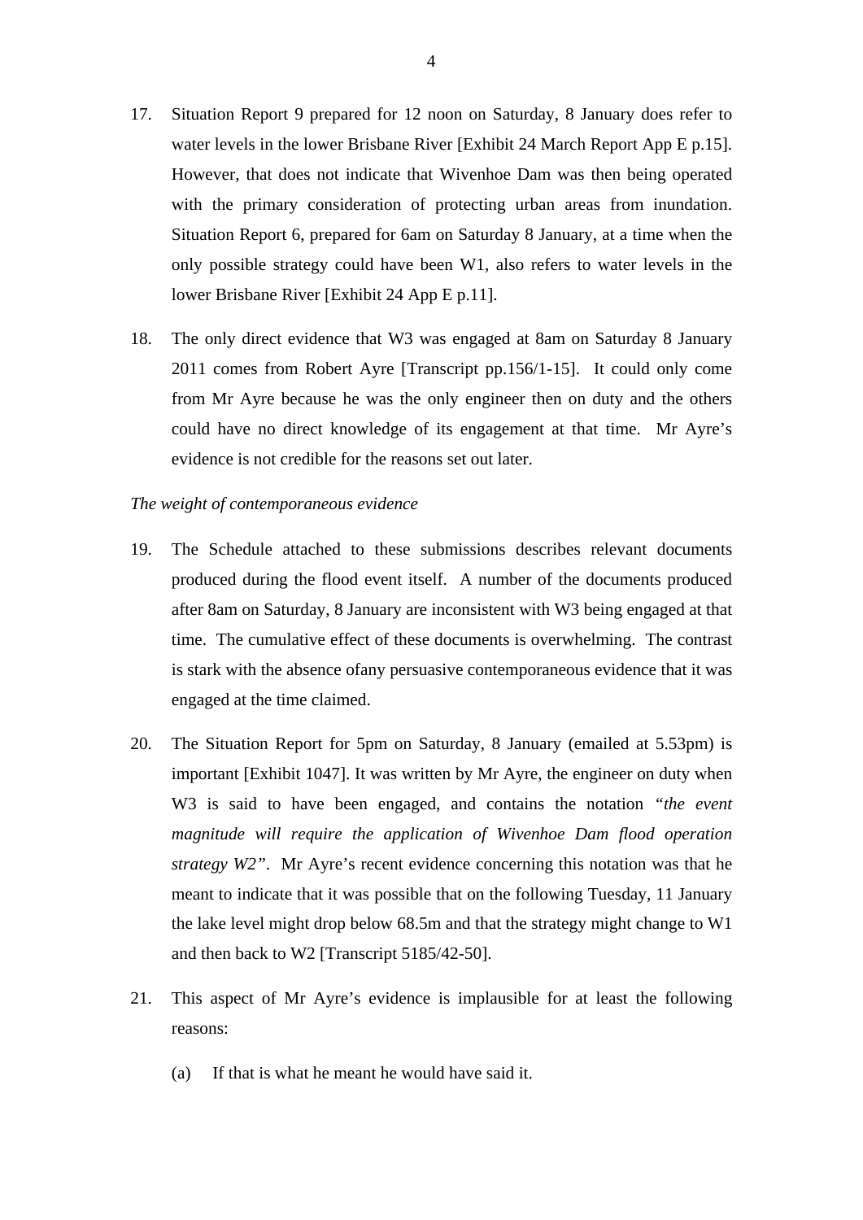17. Situation Report 9 prepared for 12 noon on Saturday, 8 January does refer to water levels in the lower Brisbane River [Exhibit 24 March Report App E p.15]. However, that does not indicate that Wivenhoe Dam was then being operated with the primary consideration of protecting urban areas from inundation. Situation Report 6, prepared for 6am on Saturday 8 January, at a time when the only possible strategy could have been W1, also refers to water levels in the lower Brisbane River [Exhibit 24 App E p.11].

18. The only direct evidence that W3 was engaged at 8am on Saturday 8 January 2011 comes from Robert Ayre [Transcript pp.156/1-15]. It could only come from Mr Ayre because he was the only engineer then on duty and the others could have no direct knowledge of its engagement at that time. Mr Ayre's evidence is not credible for the reasons set out later.

*The weight of contemporaneous evidence*

19. The Schedule attached to these submissions describes relevant documents produced during the flood event itself. A number of the documents produced after 8am on Saturday, 8 January are inconsistent with W3 being engaged at that time. The cumulative effect of these documents is overwhelming. The contrast is stark with the absence ofany persuasive contemporaneous evidence that it was engaged at the time claimed.

20. The Situation Report for 5pm on Saturday, 8 January (emailed at 5.53pm) is important [Exhibit 1047]. It was written by Mr Ayre, the engineer on duty when W3 is said to have been engaged, and contains the notation "*the event magnitude will require the application of Wivenhoe Dam flood operation strategy W2*". Mr Ayre's recent evidence concerning this notation was that he meant to indicate that it was possible that on the following Tuesday, 11 January the lake level might drop below 68.5m and that the strategy might change to W1 and then back to W2 [Transcript 5185/42-50].

21. This aspect of Mr Ayre's evidence is implausible for at least the following reasons:

    (a) If that is what he meant he would have said it.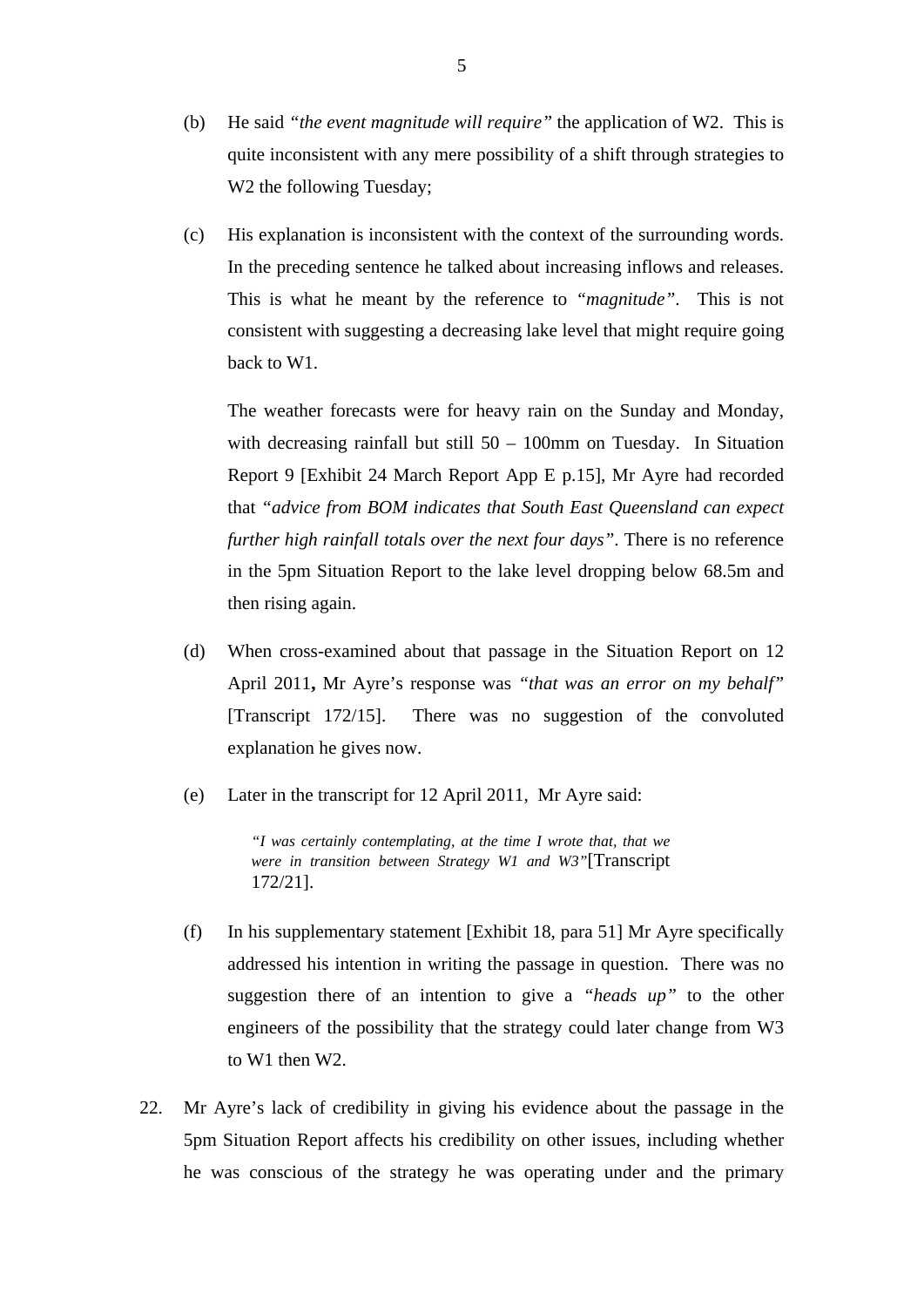(b) He said *"the event magnitude will require"* the application of W2. This is quite inconsistent with any mere possibility of a shift through strategies to W2 the following Tuesday;

(c) His explanation is inconsistent with the context of the surrounding words. In the preceding sentence he talked about increasing inflows and releases. This is what he meant by the reference to *"magnitude"*. This is not consistent with suggesting a decreasing lake level that might require going back to W1.

    The weather forecasts were for heavy rain on the Sunday and Monday, with decreasing rainfall but still 50 – 100mm on Tuesday. In Situation Report 9 [Exhibit 24 March Report App E p.15], Mr Ayre had recorded that *"advice from BOM indicates that South East Queensland can expect further high rainfall totals over the next four days"*. There is no reference in the 5pm Situation Report to the lake level dropping below 68.5m and then rising again.

(d) When cross-examined about that passage in the Situation Report on 12 April 2011**,** Mr Ayre's response was *"that was an error on my behalf"* [Transcript 172/15]. There was no suggestion of the convoluted explanation he gives now.

(e) Later in the transcript for 12 April 2011, Mr Ayre said:

> *"I was certainly contemplating, at the time I wrote that, that we were in transition between Strategy W1 and W3"*[Transcript 172/21].

(f) In his supplementary statement [Exhibit 18, para 51] Mr Ayre specifically addressed his intention in writing the passage in question. There was no suggestion there of an intention to give a *"heads up"* to the other engineers of the possibility that the strategy could later change from W3 to W1 then W2.

22. Mr Ayre's lack of credibility in giving his evidence about the passage in the 5pm Situation Report affects his credibility on other issues, including whether he was conscious of the strategy he was operating under and the primary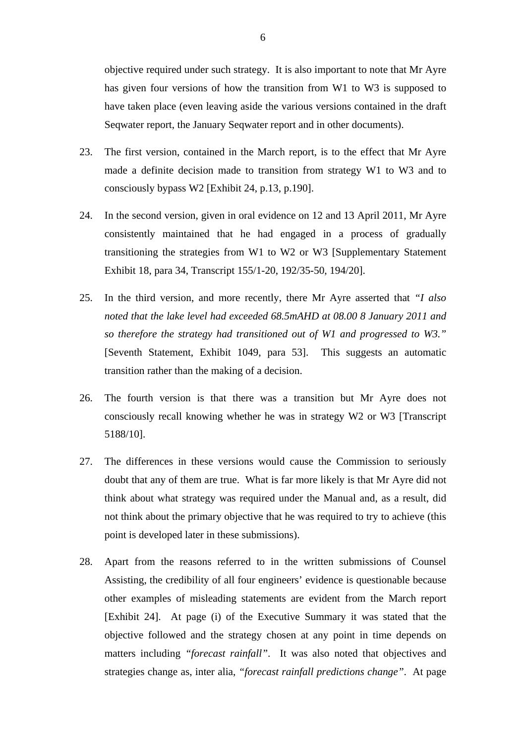objective required under such strategy. It is also important to note that Mr Ayre has given four versions of how the transition from W1 to W3 is supposed to have taken place (even leaving aside the various versions contained in the draft Seqwater report, the January Seqwater report and in other documents).

23. The first version, contained in the March report, is to the effect that Mr Ayre made a definite decision made to transition from strategy W1 to W3 and to consciously bypass W2 [Exhibit 24, p.13, p.190].

24. In the second version, given in oral evidence on 12 and 13 April 2011, Mr Ayre consistently maintained that he had engaged in a process of gradually transitioning the strategies from W1 to W2 or W3 [Supplementary Statement Exhibit 18, para 34, Transcript 155/1-20, 192/35-50, 194/20].

25. In the third version, and more recently, there Mr Ayre asserted that *"I also noted that the lake level had exceeded 68.5mAHD at 08.00 8 January 2011 and so therefore the strategy had transitioned out of W1 and progressed to W3."* [Seventh Statement, Exhibit 1049, para 53]. This suggests an automatic transition rather than the making of a decision.

26. The fourth version is that there was a transition but Mr Ayre does not consciously recall knowing whether he was in strategy W2 or W3 [Transcript 5188/10].

27. The differences in these versions would cause the Commission to seriously doubt that any of them are true. What is far more likely is that Mr Ayre did not think about what strategy was required under the Manual and, as a result, did not think about the primary objective that he was required to try to achieve (this point is developed later in these submissions).

28. Apart from the reasons referred to in the written submissions of Counsel Assisting, the credibility of all four engineers' evidence is questionable because other examples of misleading statements are evident from the March report [Exhibit 24]. At page (i) of the Executive Summary it was stated that the objective followed and the strategy chosen at any point in time depends on matters including *"forecast rainfall"*. It was also noted that objectives and strategies change as, inter alia, *"forecast rainfall predictions change"*. At page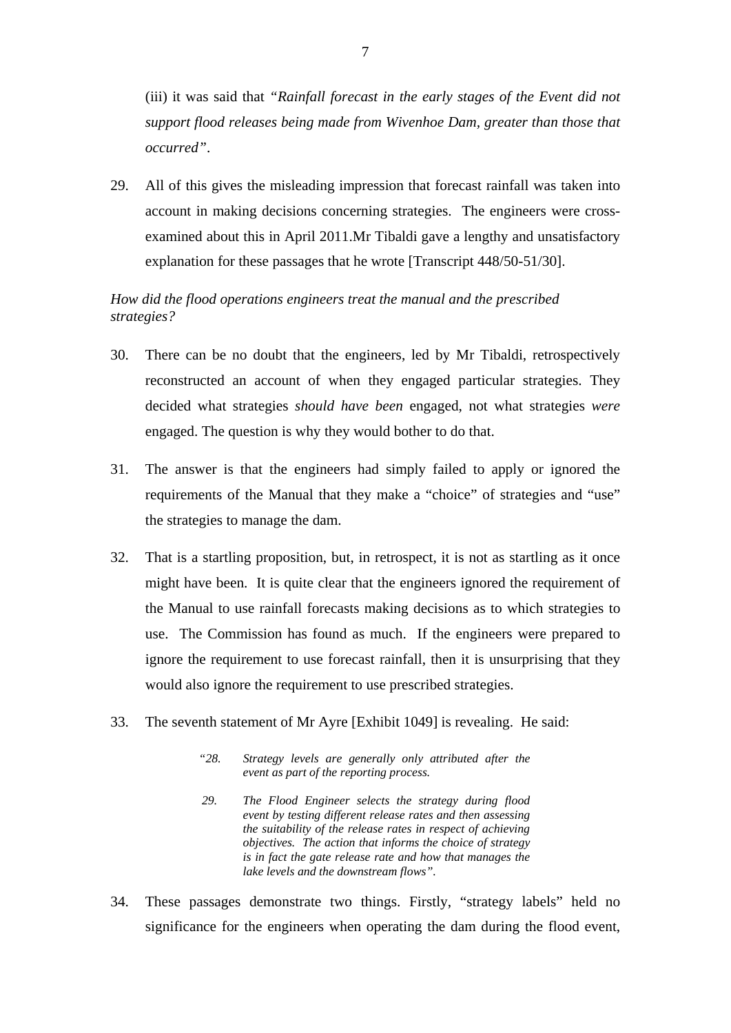(iii) it was said that *"Rainfall forecast in the early stages of the Event did not support flood releases being made from Wivenhoe Dam, greater than those that occurred"*.

29. All of this gives the misleading impression that forecast rainfall was taken into account in making decisions concerning strategies. The engineers were cross-examined about this in April 2011.Mr Tibaldi gave a lengthy and unsatisfactory explanation for these passages that he wrote [Transcript 448/50-51/30].

*How did the flood operations engineers treat the manual and the prescribed strategies?*

30. There can be no doubt that the engineers, led by Mr Tibaldi, retrospectively reconstructed an account of when they engaged particular strategies. They decided what strategies *should have been* engaged, not what strategies *were* engaged. The question is why they would bother to do that.

31. The answer is that the engineers had simply failed to apply or ignored the requirements of the Manual that they make a "choice" of strategies and "use" the strategies to manage the dam.

32. That is a startling proposition, but, in retrospect, it is not as startling as it once might have been. It is quite clear that the engineers ignored the requirement of the Manual to use rainfall forecasts making decisions as to which strategies to use. The Commission has found as much. If the engineers were prepared to ignore the requirement to use forecast rainfall, then it is unsurprising that they would also ignore the requirement to use prescribed strategies.

33. The seventh statement of Mr Ayre [Exhibit 1049] is revealing. He said:

> *"28. Strategy levels are generally only attributed after the event as part of the reporting process.*
>
> *29. The Flood Engineer selects the strategy during flood event by testing different release rates and then assessing the suitability of the release rates in respect of achieving objectives. The action that informs the choice of strategy is in fact the gate release rate and how that manages the lake levels and the downstream flows".*

34. These passages demonstrate two things. Firstly, "strategy labels" held no significance for the engineers when operating the dam during the flood event,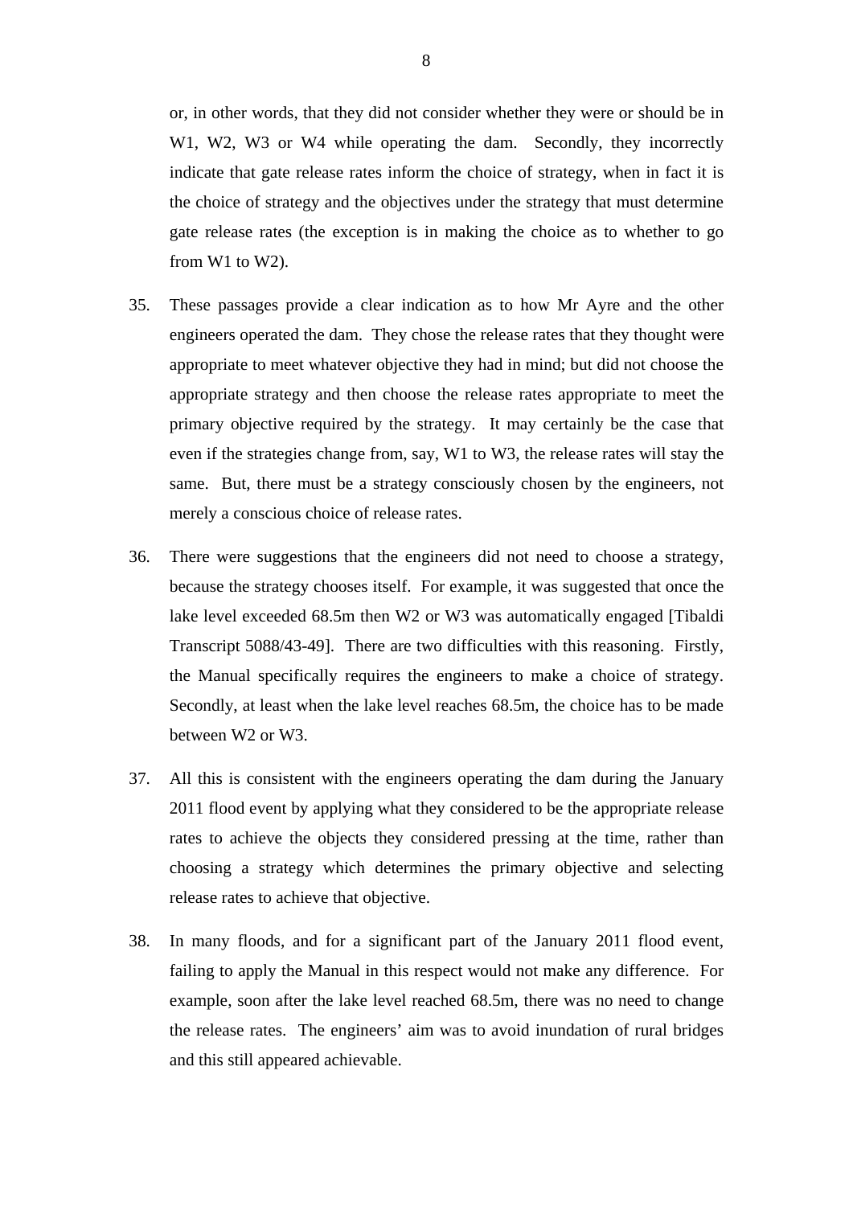or, in other words, that they did not consider whether they were or should be in W1, W2, W3 or W4 while operating the dam. Secondly, they incorrectly indicate that gate release rates inform the choice of strategy, when in fact it is the choice of strategy and the objectives under the strategy that must determine gate release rates (the exception is in making the choice as to whether to go from W1 to W2).

35. These passages provide a clear indication as to how Mr Ayre and the other engineers operated the dam. They chose the release rates that they thought were appropriate to meet whatever objective they had in mind; but did not choose the appropriate strategy and then choose the release rates appropriate to meet the primary objective required by the strategy. It may certainly be the case that even if the strategies change from, say, W1 to W3, the release rates will stay the same. But, there must be a strategy consciously chosen by the engineers, not merely a conscious choice of release rates.

36. There were suggestions that the engineers did not need to choose a strategy, because the strategy chooses itself. For example, it was suggested that once the lake level exceeded 68.5m then W2 or W3 was automatically engaged [Tibaldi Transcript 5088/43-49]. There are two difficulties with this reasoning. Firstly, the Manual specifically requires the engineers to make a choice of strategy. Secondly, at least when the lake level reaches 68.5m, the choice has to be made between W2 or W3.

37. All this is consistent with the engineers operating the dam during the January 2011 flood event by applying what they considered to be the appropriate release rates to achieve the objects they considered pressing at the time, rather than choosing a strategy which determines the primary objective and selecting release rates to achieve that objective.

38. In many floods, and for a significant part of the January 2011 flood event, failing to apply the Manual in this respect would not make any difference. For example, soon after the lake level reached 68.5m, there was no need to change the release rates. The engineers' aim was to avoid inundation of rural bridges and this still appeared achievable.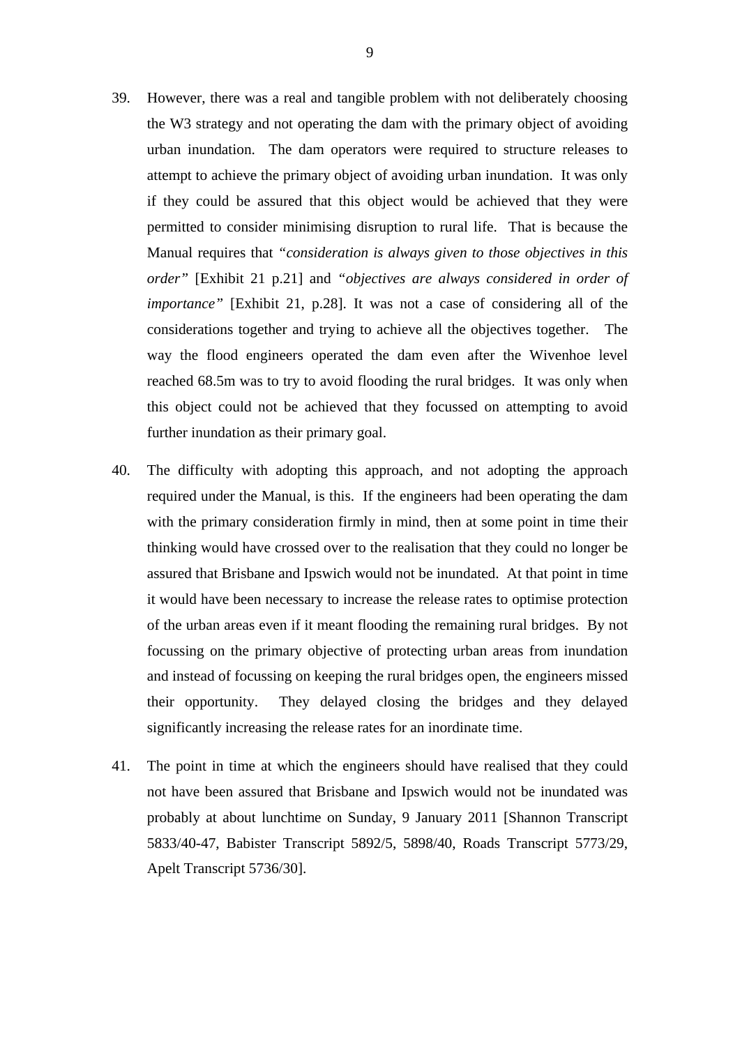39. However, there was a real and tangible problem with not deliberately choosing the W3 strategy and not operating the dam with the primary object of avoiding urban inundation. The dam operators were required to structure releases to attempt to achieve the primary object of avoiding urban inundation. It was only if they could be assured that this object would be achieved that they were permitted to consider minimising disruption to rural life. That is because the Manual requires that *"consideration is always given to those objectives in this order"* [Exhibit 21 p.21] and *"objectives are always considered in order of importance"* [Exhibit 21, p.28]. It was not a case of considering all of the considerations together and trying to achieve all the objectives together. The way the flood engineers operated the dam even after the Wivenhoe level reached 68.5m was to try to avoid flooding the rural bridges. It was only when this object could not be achieved that they focussed on attempting to avoid further inundation as their primary goal.

40. The difficulty with adopting this approach, and not adopting the approach required under the Manual, is this. If the engineers had been operating the dam with the primary consideration firmly in mind, then at some point in time their thinking would have crossed over to the realisation that they could no longer be assured that Brisbane and Ipswich would not be inundated. At that point in time it would have been necessary to increase the release rates to optimise protection of the urban areas even if it meant flooding the remaining rural bridges. By not focussing on the primary objective of protecting urban areas from inundation and instead of focussing on keeping the rural bridges open, the engineers missed their opportunity. They delayed closing the bridges and they delayed significantly increasing the release rates for an inordinate time.

41. The point in time at which the engineers should have realised that they could not have been assured that Brisbane and Ipswich would not be inundated was probably at about lunchtime on Sunday, 9 January 2011 [Shannon Transcript 5833/40-47, Babister Transcript 5892/5, 5898/40, Roads Transcript 5773/29, Apelt Transcript 5736/30].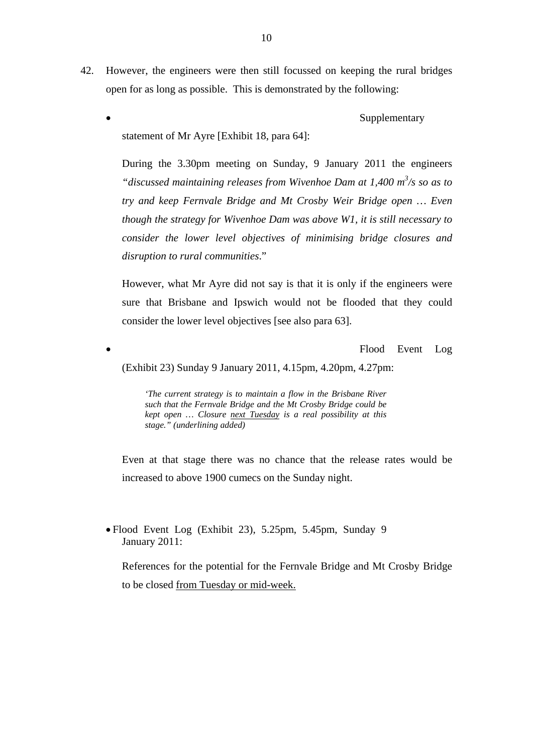42. However, the engineers were then still focussed on keeping the rural bridges open for as long as possible. This is demonstrated by the following:

    - Supplementary statement of Mr Ayre [Exhibit 18, para 64]:

      During the 3.30pm meeting on Sunday, 9 January 2011 the engineers *"discussed maintaining releases from Wivenhoe Dam at 1,400 $m^3$/s so as to try and keep Fernvale Bridge and Mt Crosby Weir Bridge open … Even though the strategy for Wivenhoe Dam was above W1, it is still necessary to consider the lower level objectives of minimising bridge closures and disruption to rural communities*."

      However, what Mr Ayre did not say is that it is only if the engineers were sure that Brisbane and Ipswich would not be flooded that they could consider the lower level objectives [see also para 63].

    - Flood Event Log (Exhibit 23) Sunday 9 January 2011, 4.15pm, 4.20pm, 4.27pm:

      > *'The current strategy is to maintain a flow in the Brisbane River such that the Fernvale Bridge and the Mt Crosby Bridge could be kept open … Closure <u>next Tuesday</u> is a real possibility at this stage." (underlining added)*

      Even at that stage there was no chance that the release rates would be increased to above 1900 cumecs on the Sunday night.

    - Flood Event Log (Exhibit 23), 5.25pm, 5.45pm, Sunday 9 January 2011:

      References for the potential for the Fernvale Bridge and Mt Crosby Bridge to be closed <u>from Tuesday or mid-week.</u>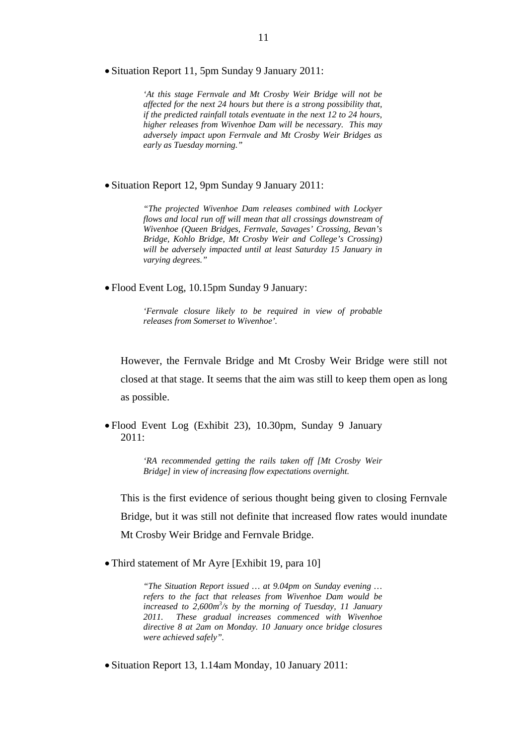- Situation Report 11, 5pm Sunday 9 January 2011:

> *'At this stage Fernvale and Mt Crosby Weir Bridge will not be affected for the next 24 hours but there is a strong possibility that, if the predicted rainfall totals eventuate in the next 12 to 24 hours, higher releases from Wivenhoe Dam will be necessary. This may adversely impact upon Fernvale and Mt Crosby Weir Bridges as early as Tuesday morning."*

- Situation Report 12, 9pm Sunday 9 January 2011:

> *"The projected Wivenhoe Dam releases combined with Lockyer flows and local run off will mean that all crossings downstream of Wivenhoe (Queen Bridges, Fernvale, Savages' Crossing, Bevan's Bridge, Kohlo Bridge, Mt Crosby Weir and College's Crossing) will be adversely impacted until at least Saturday 15 January in varying degrees."*

- Flood Event Log, 10.15pm Sunday 9 January:

> *'Fernvale closure likely to be required in view of probable releases from Somerset to Wivenhoe'.*

However, the Fernvale Bridge and Mt Crosby Weir Bridge were still not closed at that stage. It seems that the aim was still to keep them open as long as possible.

- Flood Event Log (Exhibit 23), 10.30pm, Sunday 9 January 2011:

> *'RA recommended getting the rails taken off [Mt Crosby Weir Bridge] in view of increasing flow expectations overnight.*

This is the first evidence of serious thought being given to closing Fernvale Bridge, but it was still not definite that increased flow rates would inundate Mt Crosby Weir Bridge and Fernvale Bridge.

- Third statement of Mr Ayre [Exhibit 19, para 10]

> *"The Situation Report issued … at 9.04pm on Sunday evening … refers to the fact that releases from Wivenhoe Dam would be increased to 2,600m$^3$/s by the morning of Tuesday, 11 January 2011. These gradual increases commenced with Wivenhoe directive 8 at 2am on Monday. 10 January once bridge closures were achieved safely".*

- Situation Report 13, 1.14am Monday, 10 January 2011: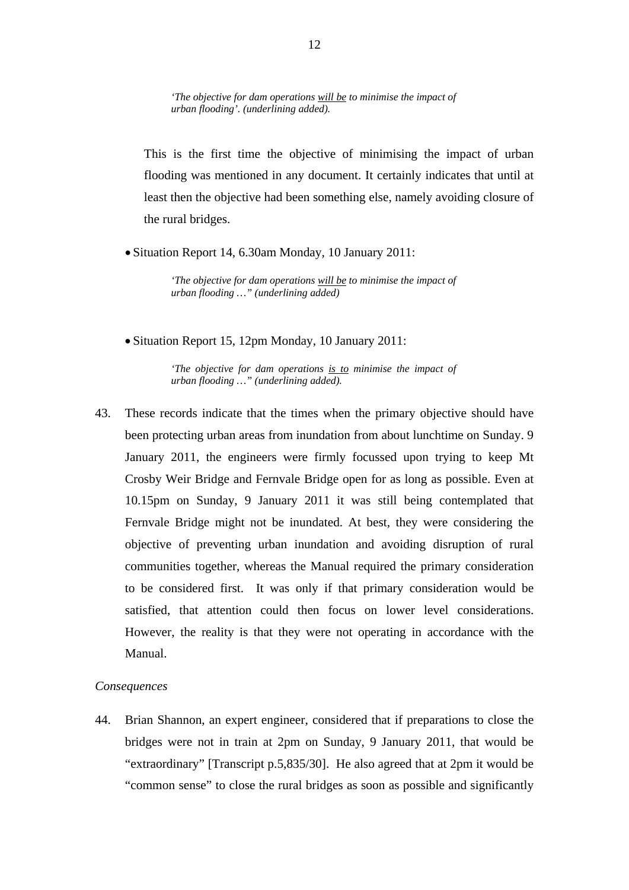> *'The objective for dam operations <u>will be</u> to minimise the impact of urban flooding'. (underlining added).*

This is the first time the objective of minimising the impact of urban flooding was mentioned in any document. It certainly indicates that until at least then the objective had been something else, namely avoiding closure of the rural bridges.

- Situation Report 14, 6.30am Monday, 10 January 2011:

> *'The objective for dam operations <u>will be</u> to minimise the impact of urban flooding …" (underlining added)*

- Situation Report 15, 12pm Monday, 10 January 2011:

> *'The objective for dam operations <u>is to</u> minimise the impact of urban flooding …" (underlining added).*

43. These records indicate that the times when the primary objective should have been protecting urban areas from inundation from about lunchtime on Sunday. 9 January 2011, the engineers were firmly focussed upon trying to keep Mt Crosby Weir Bridge and Fernvale Bridge open for as long as possible. Even at 10.15pm on Sunday, 9 January 2011 it was still being contemplated that Fernvale Bridge might not be inundated. At best, they were considering the objective of preventing urban inundation and avoiding disruption of rural communities together, whereas the Manual required the primary consideration to be considered first. It was only if that primary consideration would be satisfied, that attention could then focus on lower level considerations. However, the reality is that they were not operating in accordance with the Manual.

*Consequences*

44. Brian Shannon, an expert engineer, considered that if preparations to close the bridges were not in train at 2pm on Sunday, 9 January 2011, that would be "extraordinary" [Transcript p.5,835/30]. He also agreed that at 2pm it would be "common sense" to close the rural bridges as soon as possible and significantly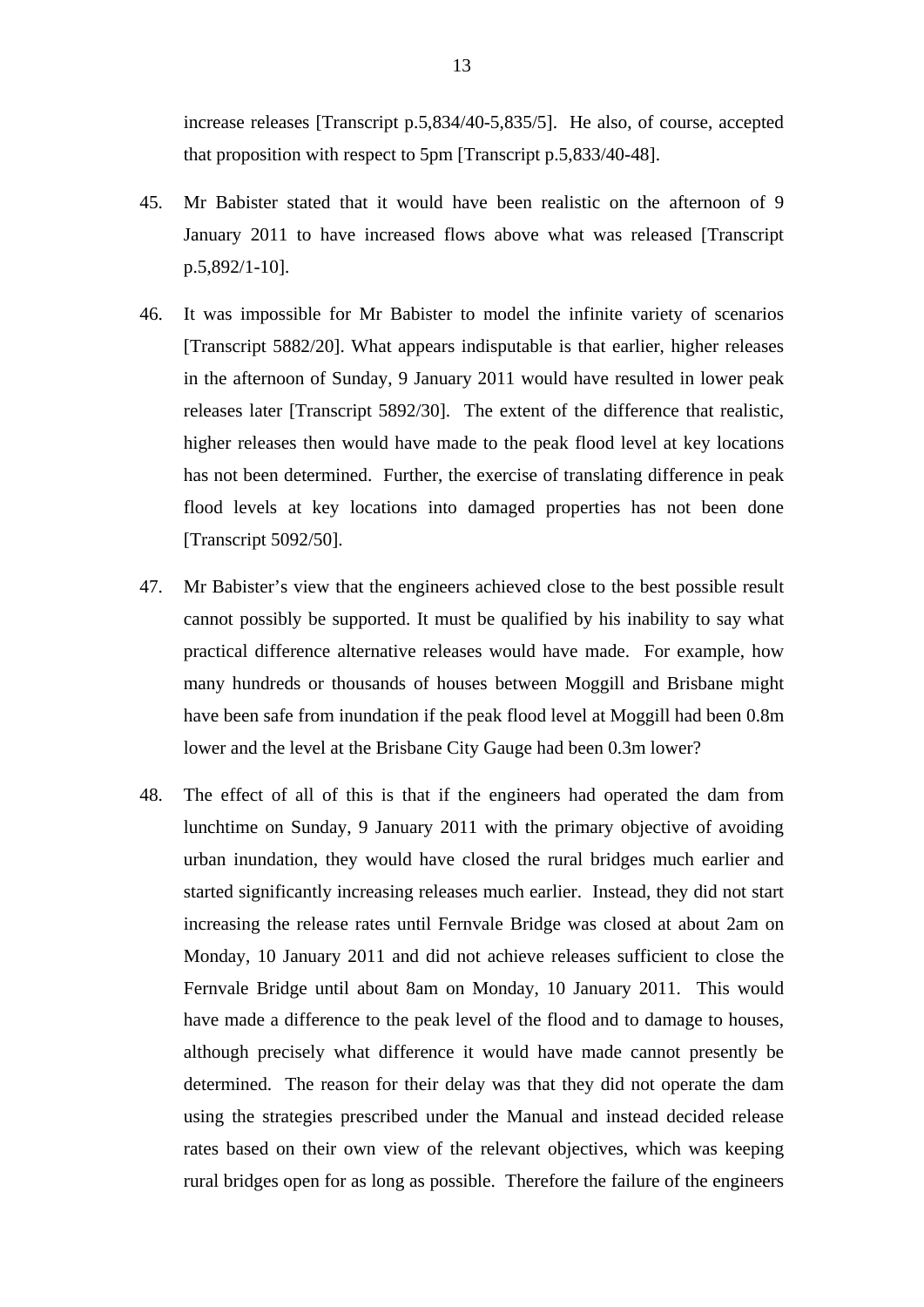increase releases [Transcript p.5,834/40-5,835/5]. He also, of course, accepted that proposition with respect to 5pm [Transcript p.5,833/40-48].

45. Mr Babister stated that it would have been realistic on the afternoon of 9 January 2011 to have increased flows above what was released [Transcript p.5,892/1-10].

46. It was impossible for Mr Babister to model the infinite variety of scenarios [Transcript 5882/20]. What appears indisputable is that earlier, higher releases in the afternoon of Sunday, 9 January 2011 would have resulted in lower peak releases later [Transcript 5892/30]. The extent of the difference that realistic, higher releases then would have made to the peak flood level at key locations has not been determined. Further, the exercise of translating difference in peak flood levels at key locations into damaged properties has not been done [Transcript 5092/50].

47. Mr Babister's view that the engineers achieved close to the best possible result cannot possibly be supported. It must be qualified by his inability to say what practical difference alternative releases would have made. For example, how many hundreds or thousands of houses between Moggill and Brisbane might have been safe from inundation if the peak flood level at Moggill had been 0.8m lower and the level at the Brisbane City Gauge had been 0.3m lower?

48. The effect of all of this is that if the engineers had operated the dam from lunchtime on Sunday, 9 January 2011 with the primary objective of avoiding urban inundation, they would have closed the rural bridges much earlier and started significantly increasing releases much earlier. Instead, they did not start increasing the release rates until Fernvale Bridge was closed at about 2am on Monday, 10 January 2011 and did not achieve releases sufficient to close the Fernvale Bridge until about 8am on Monday, 10 January 2011. This would have made a difference to the peak level of the flood and to damage to houses, although precisely what difference it would have made cannot presently be determined. The reason for their delay was that they did not operate the dam using the strategies prescribed under the Manual and instead decided release rates based on their own view of the relevant objectives, which was keeping rural bridges open for as long as possible. Therefore the failure of the engineers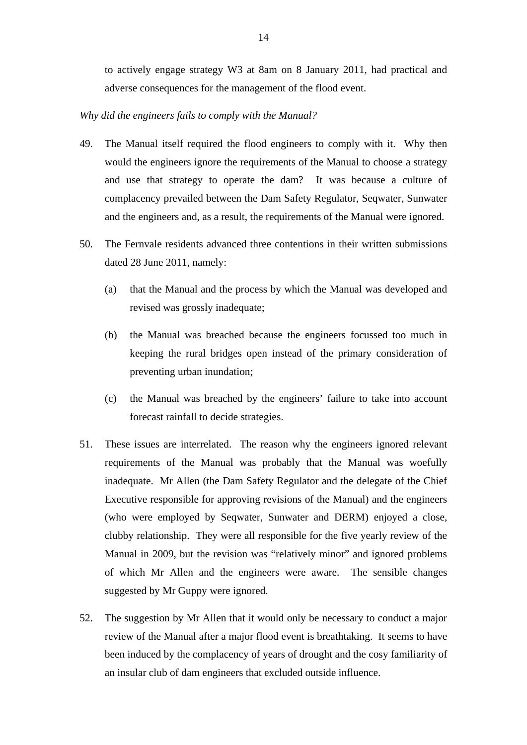to actively engage strategy W3 at 8am on 8 January 2011, had practical and adverse consequences for the management of the flood event.

*Why did the engineers fails to comply with the Manual?*

49. The Manual itself required the flood engineers to comply with it. Why then would the engineers ignore the requirements of the Manual to choose a strategy and use that strategy to operate the dam? It was because a culture of complacency prevailed between the Dam Safety Regulator, Seqwater, Sunwater and the engineers and, as a result, the requirements of the Manual were ignored.

50. The Fernvale residents advanced three contentions in their written submissions dated 28 June 2011, namely:

    (a) that the Manual and the process by which the Manual was developed and revised was grossly inadequate;

    (b) the Manual was breached because the engineers focussed too much in keeping the rural bridges open instead of the primary consideration of preventing urban inundation;

    (c) the Manual was breached by the engineers' failure to take into account forecast rainfall to decide strategies.

51. These issues are interrelated. The reason why the engineers ignored relevant requirements of the Manual was probably that the Manual was woefully inadequate. Mr Allen (the Dam Safety Regulator and the delegate of the Chief Executive responsible for approving revisions of the Manual) and the engineers (who were employed by Seqwater, Sunwater and DERM) enjoyed a close, clubby relationship. They were all responsible for the five yearly review of the Manual in 2009, but the revision was "relatively minor" and ignored problems of which Mr Allen and the engineers were aware. The sensible changes suggested by Mr Guppy were ignored.

52. The suggestion by Mr Allen that it would only be necessary to conduct a major review of the Manual after a major flood event is breathtaking. It seems to have been induced by the complacency of years of drought and the cosy familiarity of an insular club of dam engineers that excluded outside influence.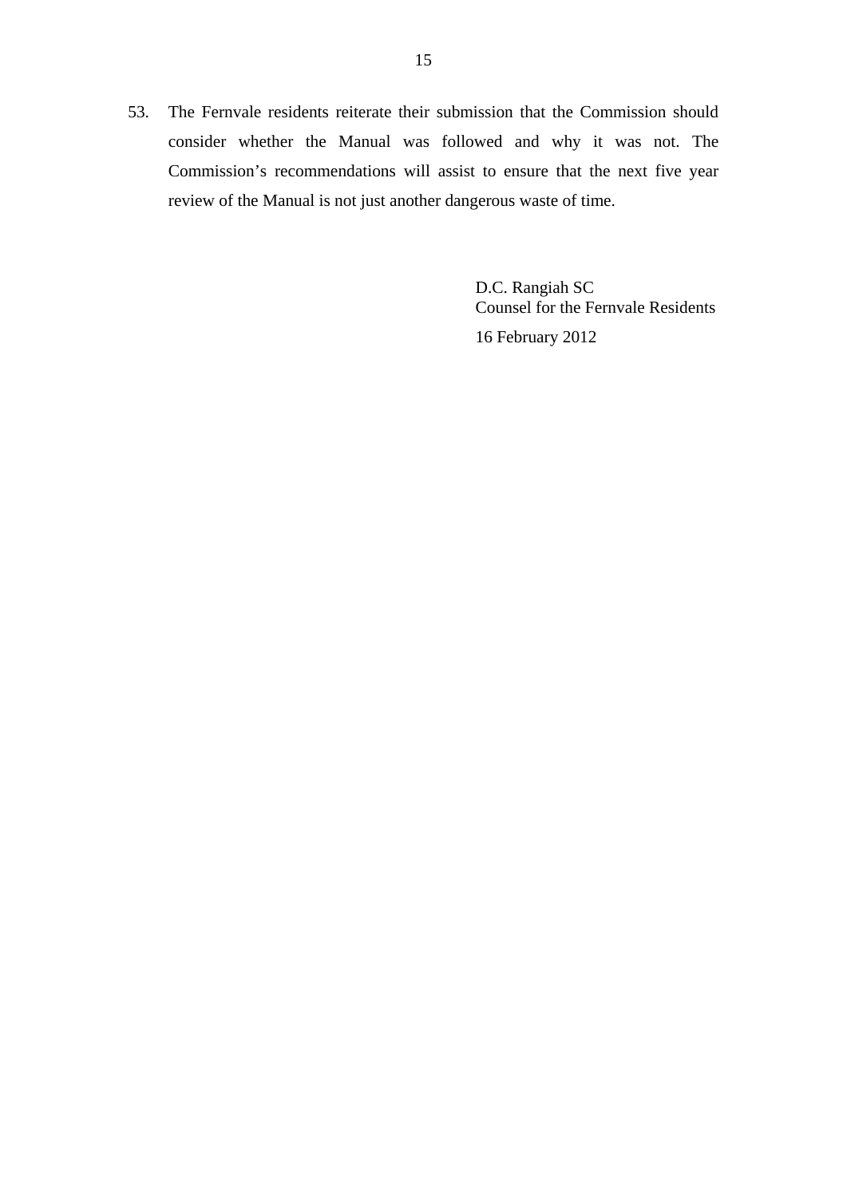53. The Fernvale residents reiterate their submission that the Commission should consider whether the Manual was followed and why it was not. The Commission's recommendations will assist to ensure that the next five year review of the Manual is not just another dangerous waste of time.

D.C. Rangiah SC
Counsel for the Fernvale Residents

16 February 2012